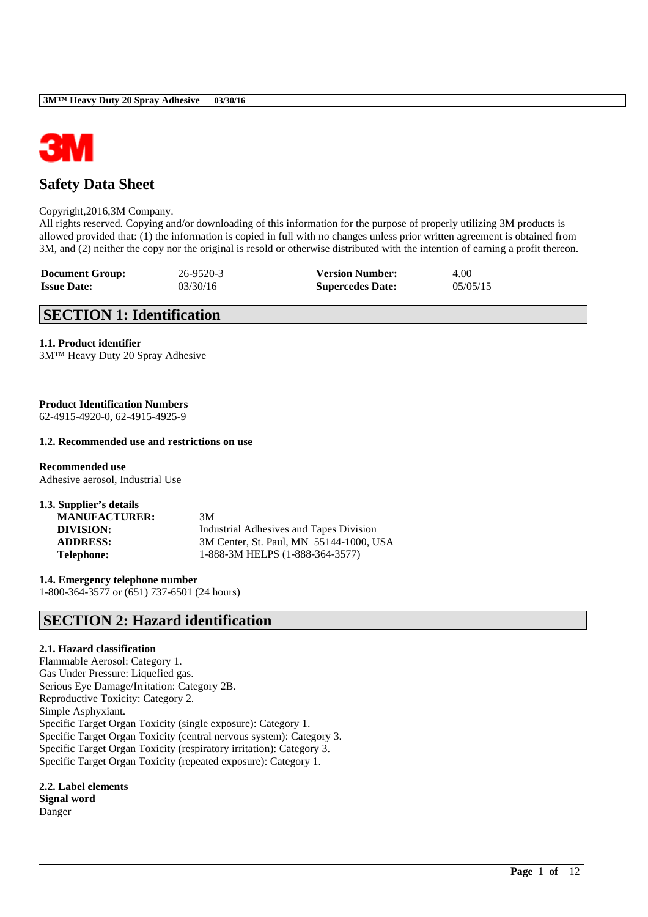# Safety Data Sheet

Copyright,2016,3M Company.
All rights reserved. Copying and/or downloading of this information for the purpose of properly utilizing 3M products is allowed provided that: (1) the information is copied in full with no changes unless prior written agreement is obtained from 3M, and (2) neither the copy nor the original is resold or otherwise distributed with the intention of earning a profit thereon.

| | | | |
|---|---|---|---|
| **Document Group:** | 26-9520-3 | **Version Number:** | 4.00 |
| **Issue Date:** | 03/30/16 | **Supercedes Date:** | 05/05/15 |

## SECTION 1: Identification

**1.1. Product identifier**
3M™ Heavy Duty 20 Spray Adhesive

**Product Identification Numbers**
62-4915-4920-0, 62-4915-4925-9

**1.2. Recommended use and restrictions on use**

**Recommended use**
Adhesive aerosol, Industrial Use

**1.3. Supplier's details**

| | |
|---|---|
| **MANUFACTURER:** | 3M |
| **DIVISION:** | Industrial Adhesives and Tapes Division |
| **ADDRESS:** | 3M Center, St. Paul, MN 55144-1000, USA |
| **Telephone:** | 1-888-3M HELPS (1-888-364-3577) |

**1.4. Emergency telephone number**
1-800-364-3577 or (651) 737-6501 (24 hours)

## SECTION 2: Hazard identification

**2.1. Hazard classification**
Flammable Aerosol: Category 1.
Gas Under Pressure: Liquefied gas.
Serious Eye Damage/Irritation: Category 2B.
Reproductive Toxicity: Category 2.
Simple Asphyxiant.
Specific Target Organ Toxicity (single exposure): Category 1.
Specific Target Organ Toxicity (central nervous system): Category 3.
Specific Target Organ Toxicity (respiratory irritation): Category 3.
Specific Target Organ Toxicity (repeated exposure): Category 1.

**2.2. Label elements**
**Signal word**
Danger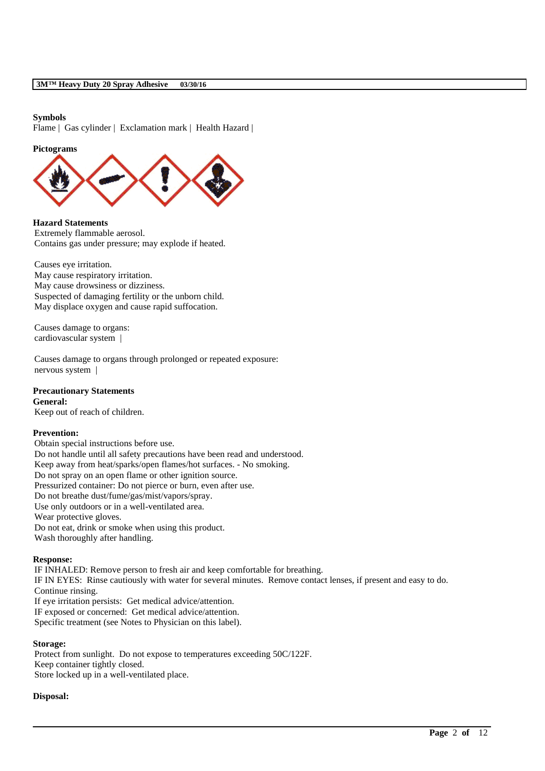**Symbols**

Flame | Gas cylinder | Exclamation mark | Health Hazard |

**Pictograms**

**Hazard Statements**

Extremely flammable aerosol.
Contains gas under pressure; may explode if heated.

Causes eye irritation.
May cause respiratory irritation.
May cause drowsiness or dizziness.
Suspected of damaging fertility or the unborn child.
May displace oxygen and cause rapid suffocation.

Causes damage to organs:
cardiovascular system |

Causes damage to organs through prolonged or repeated exposure:
nervous system |

**Precautionary Statements**

**General:**

Keep out of reach of children.

**Prevention:**

Obtain special instructions before use.
Do not handle until all safety precautions have been read and understood.
Keep away from heat/sparks/open flames/hot surfaces. - No smoking.
Do not spray on an open flame or other ignition source.
Pressurized container: Do not pierce or burn, even after use.
Do not breathe dust/fume/gas/mist/vapors/spray.
Use only outdoors or in a well-ventilated area.
Wear protective gloves.
Do not eat, drink or smoke when using this product.
Wash thoroughly after handling.

**Response:**

IF INHALED: Remove person to fresh air and keep comfortable for breathing.
IF IN EYES: Rinse cautiously with water for several minutes. Remove contact lenses, if present and easy to do. Continue rinsing.
If eye irritation persists: Get medical advice/attention.
IF exposed or concerned: Get medical advice/attention.
Specific treatment (see Notes to Physician on this label).

**Storage:**

Protect from sunlight. Do not expose to temperatures exceeding 50C/122F.
Keep container tightly closed.
Store locked up in a well-ventilated place.

**Disposal:**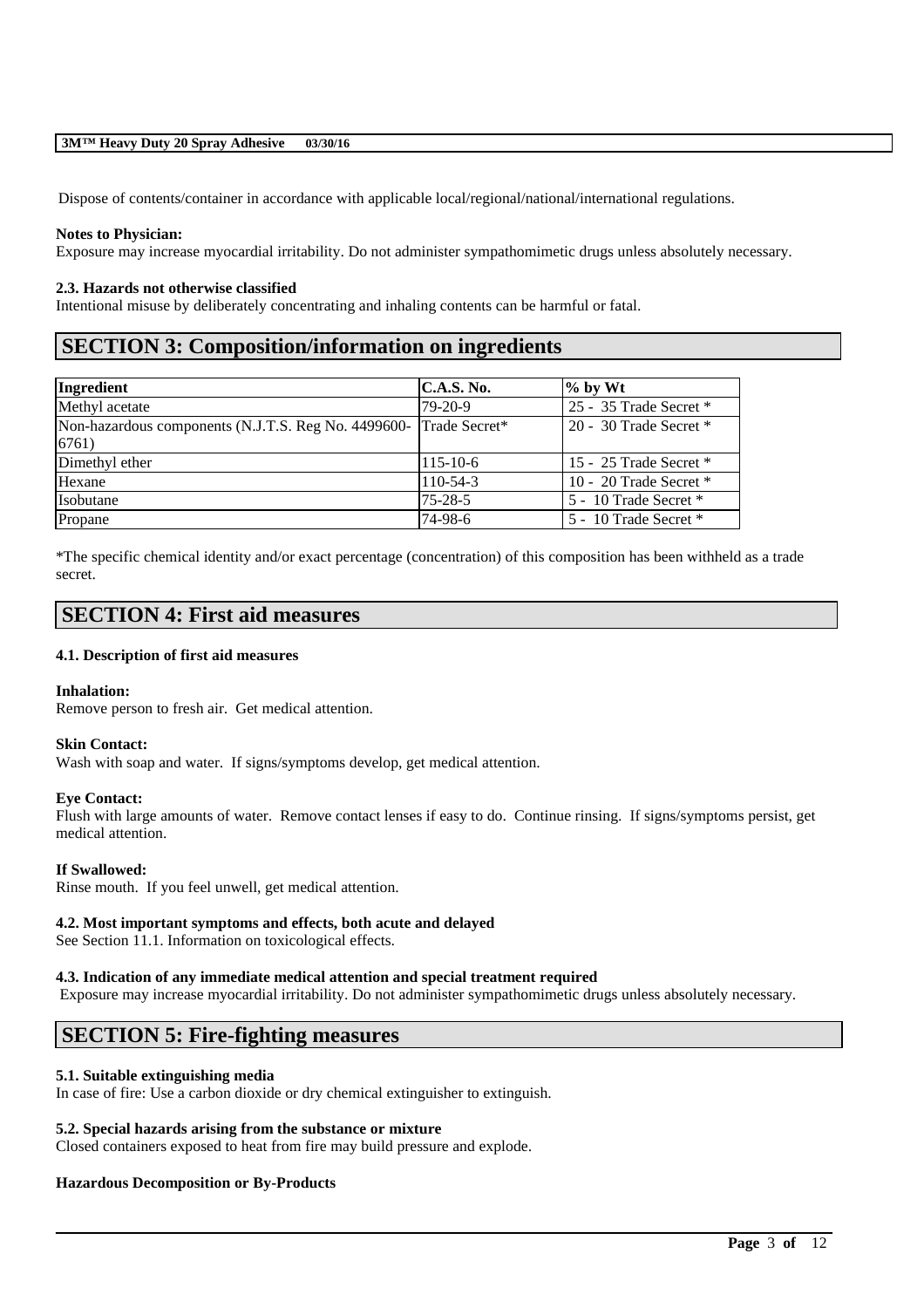Dispose of contents/container in accordance with applicable local/regional/national/international regulations.

**Notes to Physician:**
Exposure may increase myocardial irritability. Do not administer sympathomimetic drugs unless absolutely necessary.

**2.3. Hazards not otherwise classified**
Intentional misuse by deliberately concentrating and inhaling contents can be harmful or fatal.

## SECTION 3: Composition/information on ingredients

| Ingredient | C.A.S. No. | % by Wt |
|---|---|---|
| Methyl acetate | 79-20-9 | 25 - 35 Trade Secret * |
| Non-hazardous components (N.J.T.S. Reg No. 4499600-6761) | Trade Secret* | 20 - 30 Trade Secret * |
| Dimethyl ether | 115-10-6 | 15 - 25 Trade Secret * |
| Hexane | 110-54-3 | 10 - 20 Trade Secret * |
| Isobutane | 75-28-5 | 5 - 10 Trade Secret * |
| Propane | 74-98-6 | 5 - 10 Trade Secret * |

*The specific chemical identity and/or exact percentage (concentration) of this composition has been withheld as a trade secret.

## SECTION 4: First aid measures

**4.1. Description of first aid measures**

**Inhalation:**
Remove person to fresh air. Get medical attention.

**Skin Contact:**
Wash with soap and water. If signs/symptoms develop, get medical attention.

**Eye Contact:**
Flush with large amounts of water. Remove contact lenses if easy to do. Continue rinsing. If signs/symptoms persist, get medical attention.

**If Swallowed:**
Rinse mouth. If you feel unwell, get medical attention.

**4.2. Most important symptoms and effects, both acute and delayed**
See Section 11.1. Information on toxicological effects.

**4.3. Indication of any immediate medical attention and special treatment required**
Exposure may increase myocardial irritability. Do not administer sympathomimetic drugs unless absolutely necessary.

## SECTION 5: Fire-fighting measures

**5.1. Suitable extinguishing media**
In case of fire: Use a carbon dioxide or dry chemical extinguisher to extinguish.

**5.2. Special hazards arising from the substance or mixture**
Closed containers exposed to heat from fire may build pressure and explode.

**Hazardous Decomposition or By-Products**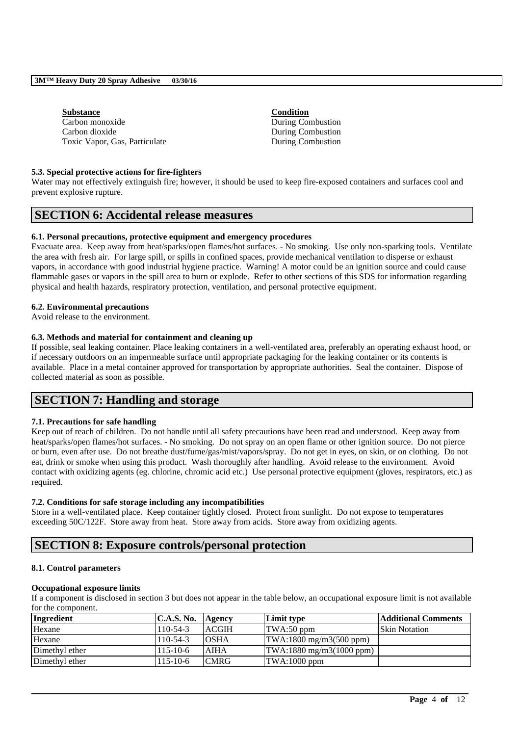| Substance | Condition |
|---|---|
| Carbon monoxide | During Combustion |
| Carbon dioxide | During Combustion |
| Toxic Vapor, Gas, Particulate | During Combustion |

### 5.3. Special protective actions for fire-fighters

Water may not effectively extinguish fire; however, it should be used to keep fire-exposed containers and surfaces cool and prevent explosive rupture.

## SECTION 6: Accidental release measures

### 6.1. Personal precautions, protective equipment and emergency procedures

Evacuate area. Keep away from heat/sparks/open flames/hot surfaces. - No smoking. Use only non-sparking tools. Ventilate the area with fresh air. For large spill, or spills in confined spaces, provide mechanical ventilation to disperse or exhaust vapors, in accordance with good industrial hygiene practice. Warning! A motor could be an ignition source and could cause flammable gases or vapors in the spill area to burn or explode. Refer to other sections of this SDS for information regarding physical and health hazards, respiratory protection, ventilation, and personal protective equipment.

### 6.2. Environmental precautions

Avoid release to the environment.

### 6.3. Methods and material for containment and cleaning up

If possible, seal leaking container. Place leaking containers in a well-ventilated area, preferably an operating exhaust hood, or if necessary outdoors on an impermeable surface until appropriate packaging for the leaking container or its contents is available. Place in a metal container approved for transportation by appropriate authorities. Seal the container. Dispose of collected material as soon as possible.

## SECTION 7: Handling and storage

### 7.1. Precautions for safe handling

Keep out of reach of children. Do not handle until all safety precautions have been read and understood. Keep away from heat/sparks/open flames/hot surfaces. - No smoking. Do not spray on an open flame or other ignition source. Do not pierce or burn, even after use. Do not breathe dust/fume/gas/mist/vapors/spray. Do not get in eyes, on skin, or on clothing. Do not eat, drink or smoke when using this product. Wash thoroughly after handling. Avoid release to the environment. Avoid contact with oxidizing agents (eg. chlorine, chromic acid etc.) Use personal protective equipment (gloves, respirators, etc.) as required.

### 7.2. Conditions for safe storage including any incompatibilities

Store in a well-ventilated place. Keep container tightly closed. Protect from sunlight. Do not expose to temperatures exceeding 50C/122F. Store away from heat. Store away from acids. Store away from oxidizing agents.

## SECTION 8: Exposure controls/personal protection

### 8.1. Control parameters

**Occupational exposure limits**

If a component is disclosed in section 3 but does not appear in the table below, an occupational exposure limit is not available for the component.

| Ingredient | C.A.S. No. | Agency | Limit type | Additional Comments |
|---|---|---|---|---|
| Hexane | 110-54-3 | ACGIH | TWA:50 ppm | Skin Notation |
| Hexane | 110-54-3 | OSHA | TWA:1800 mg/m3(500 ppm) | |
| Dimethyl ether | 115-10-6 | AIHA | TWA:1880 mg/m3(1000 ppm) | |
| Dimethyl ether | 115-10-6 | CMRG | TWA:1000 ppm | |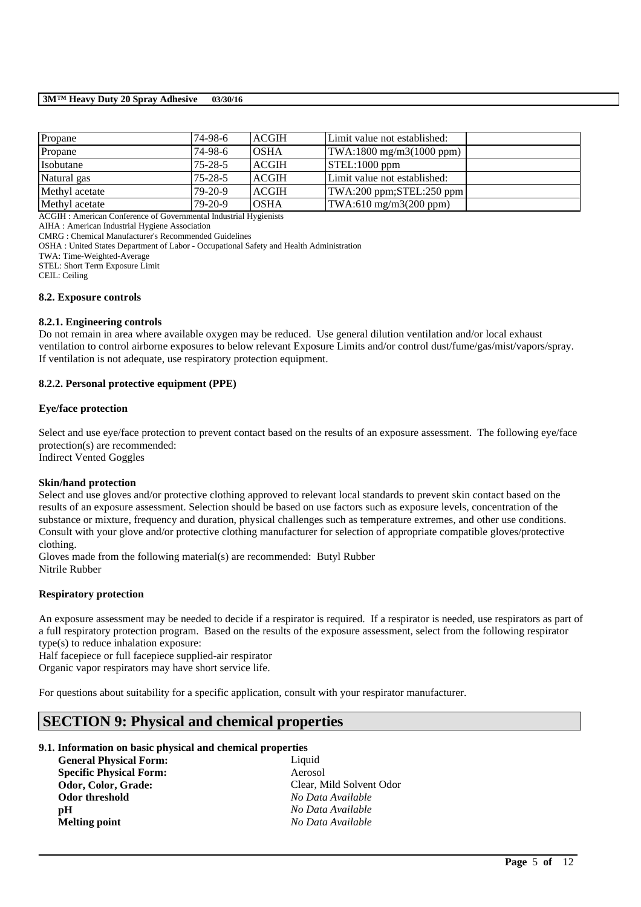| Propane | 74-98-6 | ACGIH | Limit value not established: | |
|---|---|---|---|---|
| Propane | 74-98-6 | OSHA | TWA:1800 mg/m3(1000 ppm) | |
| Isobutane | 75-28-5 | ACGIH | STEL:1000 ppm | |
| Natural gas | 75-28-5 | ACGIH | Limit value not established: | |
| Methyl acetate | 79-20-9 | ACGIH | TWA:200 ppm;STEL:250 ppm | |
| Methyl acetate | 79-20-9 | OSHA | TWA:610 mg/m3(200 ppm) | |

ACGIH : American Conference of Governmental Industrial Hygienists
AIHA : American Industrial Hygiene Association
CMRG : Chemical Manufacturer's Recommended Guidelines
OSHA : United States Department of Labor - Occupational Safety and Health Administration
TWA: Time-Weighted-Average
STEL: Short Term Exposure Limit
CEIL: Ceiling

### 8.2. Exposure controls

#### 8.2.1. Engineering controls

Do not remain in area where available oxygen may be reduced. Use general dilution ventilation and/or local exhaust ventilation to control airborne exposures to below relevant Exposure Limits and/or control dust/fume/gas/mist/vapors/spray. If ventilation is not adequate, use respiratory protection equipment.

#### 8.2.2. Personal protective equipment (PPE)

**Eye/face protection**

Select and use eye/face protection to prevent contact based on the results of an exposure assessment. The following eye/face protection(s) are recommended:
Indirect Vented Goggles

**Skin/hand protection**

Select and use gloves and/or protective clothing approved to relevant local standards to prevent skin contact based on the results of an exposure assessment. Selection should be based on use factors such as exposure levels, concentration of the substance or mixture, frequency and duration, physical challenges such as temperature extremes, and other use conditions. Consult with your glove and/or protective clothing manufacturer for selection of appropriate compatible gloves/protective clothing.
Gloves made from the following material(s) are recommended: Butyl Rubber
Nitrile Rubber

**Respiratory protection**

An exposure assessment may be needed to decide if a respirator is required. If a respirator is needed, use respirators as part of a full respiratory protection program. Based on the results of the exposure assessment, select from the following respirator type(s) to reduce inhalation exposure:
Half facepiece or full facepiece supplied-air respirator
Organic vapor respirators may have short service life.

For questions about suitability for a specific application, consult with your respirator manufacturer.

## SECTION 9: Physical and chemical properties

### 9.1. Information on basic physical and chemical properties

**General Physical Form:** Liquid
**Specific Physical Form:** Aerosol
**Odor, Color, Grade:** Clear, Mild Solvent Odor
**Odor threshold** *No Data Available*
**pH** *No Data Available*
**Melting point** *No Data Available*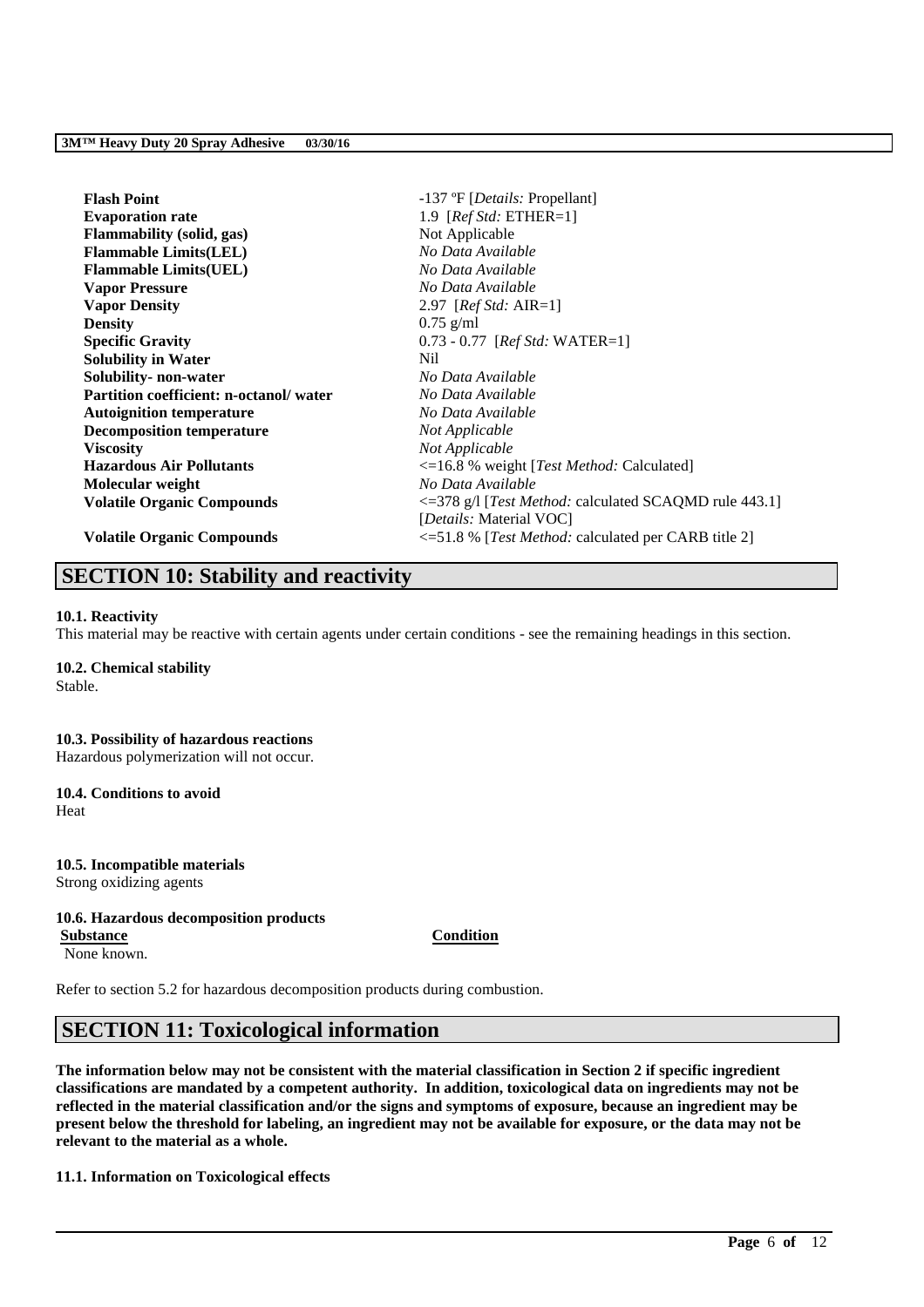| | |
|---|---|
| **Flash Point** | -137 ºF [*Details:* Propellant] |
| **Evaporation rate** | 1.9 [*Ref Std:* ETHER=1] |
| **Flammability (solid, gas)** | Not Applicable |
| **Flammable Limits(LEL)** | *No Data Available* |
| **Flammable Limits(UEL)** | *No Data Available* |
| **Vapor Pressure** | *No Data Available* |
| **Vapor Density** | 2.97 [*Ref Std:* AIR=1] |
| **Density** | 0.75 g/ml |
| **Specific Gravity** | 0.73 - 0.77 [*Ref Std:* WATER=1] |
| **Solubility in Water** | Nil |
| **Solubility- non-water** | *No Data Available* |
| **Partition coefficient: n-octanol/ water** | *No Data Available* |
| **Autoignition temperature** | *No Data Available* |
| **Decomposition temperature** | *Not Applicable* |
| **Viscosity** | *Not Applicable* |
| **Hazardous Air Pollutants** | <=16.8 % weight [*Test Method:* Calculated] |
| **Molecular weight** | *No Data Available* |
| **Volatile Organic Compounds** | <=378 g/l [*Test Method:* calculated SCAQMD rule 443.1] [*Details:* Material VOC] |
| **Volatile Organic Compounds** | <=51.8 % [*Test Method:* calculated per CARB title 2] |

## SECTION 10: Stability and reactivity

**10.1. Reactivity**

This material may be reactive with certain agents under certain conditions - see the remaining headings in this section.

**10.2. Chemical stability**

Stable.

**10.3. Possibility of hazardous reactions**

Hazardous polymerization will not occur.

**10.4. Conditions to avoid**

Heat

**10.5. Incompatible materials**

Strong oxidizing agents

**10.6. Hazardous decomposition products**

| **Substance** | **Condition** |
|---|---|
| None known. | |

Refer to section 5.2 for hazardous decomposition products during combustion.

## SECTION 11: Toxicological information

**The information below may not be consistent with the material classification in Section 2 if specific ingredient classifications are mandated by a competent authority. In addition, toxicological data on ingredients may not be reflected in the material classification and/or the signs and symptoms of exposure, because an ingredient may be present below the threshold for labeling, an ingredient may not be available for exposure, or the data may not be relevant to the material as a whole.**

**11.1. Information on Toxicological effects**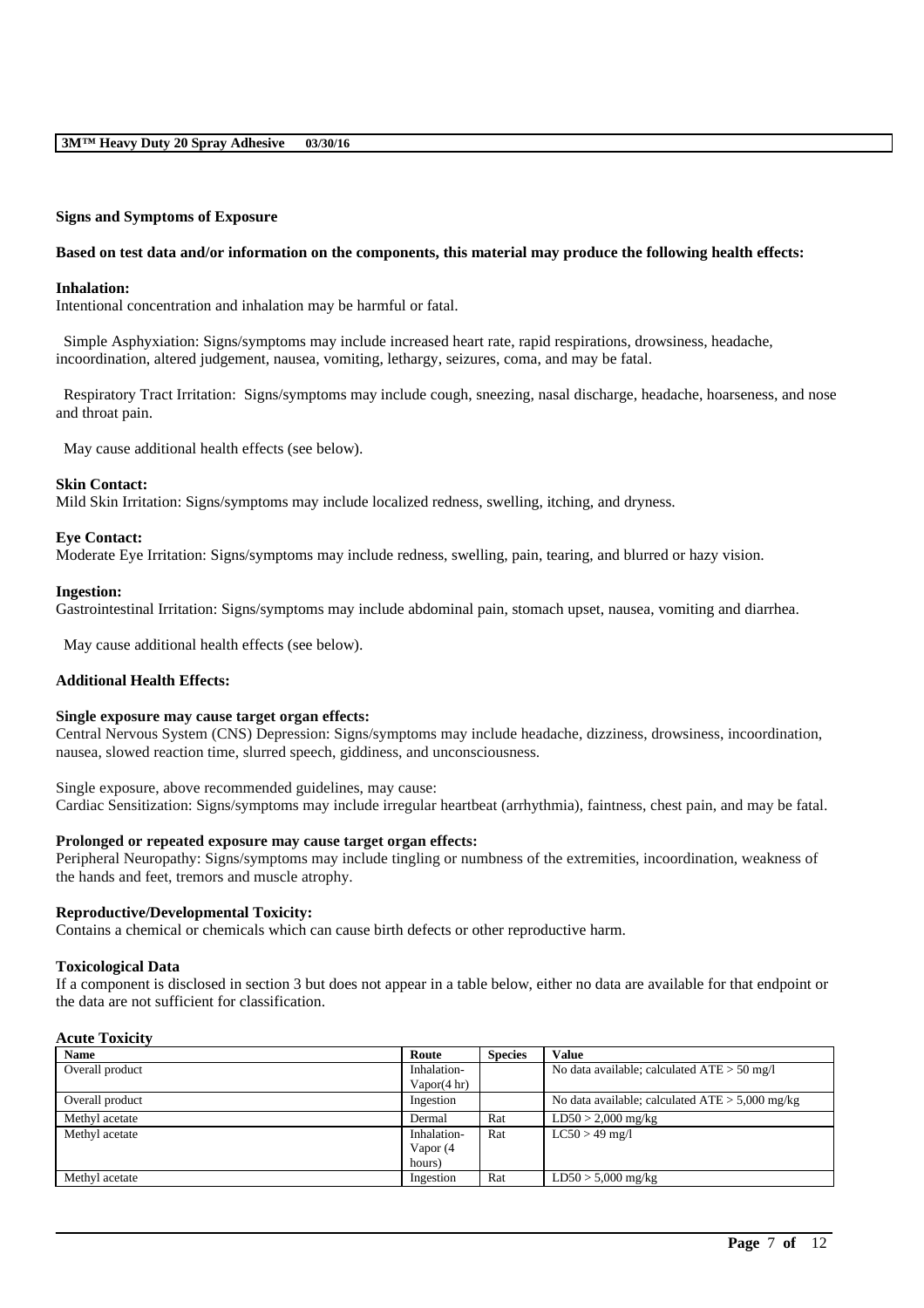**Signs and Symptoms of Exposure**

**Based on test data and/or information on the components, this material may produce the following health effects:**

**Inhalation:**
Intentional concentration and inhalation may be harmful or fatal.

Simple Asphyxiation: Signs/symptoms may include increased heart rate, rapid respirations, drowsiness, headache, incoordination, altered judgement, nausea, vomiting, lethargy, seizures, coma, and may be fatal.

Respiratory Tract Irritation: Signs/symptoms may include cough, sneezing, nasal discharge, headache, hoarseness, and nose and throat pain.

May cause additional health effects (see below).

**Skin Contact:**
Mild Skin Irritation: Signs/symptoms may include localized redness, swelling, itching, and dryness.

**Eye Contact:**
Moderate Eye Irritation: Signs/symptoms may include redness, swelling, pain, tearing, and blurred or hazy vision.

**Ingestion:**
Gastrointestinal Irritation: Signs/symptoms may include abdominal pain, stomach upset, nausea, vomiting and diarrhea.

May cause additional health effects (see below).

**Additional Health Effects:**

**Single exposure may cause target organ effects:**
Central Nervous System (CNS) Depression: Signs/symptoms may include headache, dizziness, drowsiness, incoordination, nausea, slowed reaction time, slurred speech, giddiness, and unconsciousness.

Single exposure, above recommended guidelines, may cause:
Cardiac Sensitization: Signs/symptoms may include irregular heartbeat (arrhythmia), faintness, chest pain, and may be fatal.

**Prolonged or repeated exposure may cause target organ effects:**
Peripheral Neuropathy: Signs/symptoms may include tingling or numbness of the extremities, incoordination, weakness of the hands and feet, tremors and muscle atrophy.

**Reproductive/Developmental Toxicity:**
Contains a chemical or chemicals which can cause birth defects or other reproductive harm.

**Toxicological Data**
If a component is disclosed in section 3 but does not appear in a table below, either no data are available for that endpoint or the data are not sufficient for classification.

**Acute Toxicity**

| Name | Route | Species | Value |
|---|---|---|---|
| Overall product | Inhalation-Vapor(4 hr) | | No data available; calculated ATE > 50 mg/l |
| Overall product | Ingestion | | No data available; calculated ATE > 5,000 mg/kg |
| Methyl acetate | Dermal | Rat | LD50 > 2,000 mg/kg |
| Methyl acetate | Inhalation-Vapor (4 hours) | Rat | LC50 > 49 mg/l |
| Methyl acetate | Ingestion | Rat | LD50 > 5,000 mg/kg |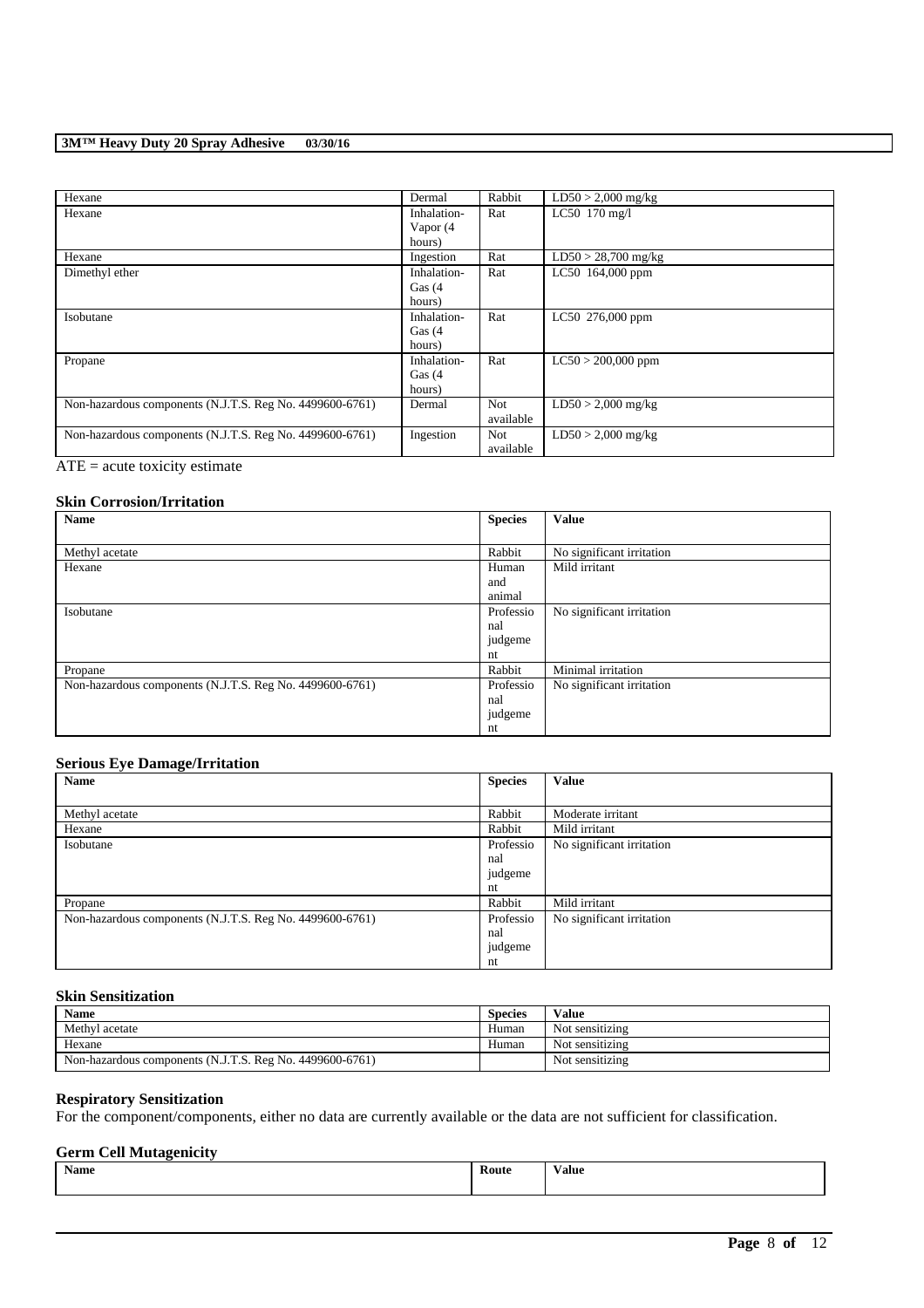| Hexane | Dermal | Rabbit | LD50 > 2,000 mg/kg |
|---|---|---|---|
| Hexane | Inhalation-Vapor (4 hours) | Rat | LC50 170 mg/l |
| Hexane | Ingestion | Rat | LD50 > 28,700 mg/kg |
| Dimethyl ether | Inhalation-Gas (4 hours) | Rat | LC50 164,000 ppm |
| Isobutane | Inhalation-Gas (4 hours) | Rat | LC50 276,000 ppm |
| Propane | Inhalation-Gas (4 hours) | Rat | LC50 > 200,000 ppm |
| Non-hazardous components (N.J.T.S. Reg No. 4499600-6761) | Dermal | Not available | LD50 > 2,000 mg/kg |
| Non-hazardous components (N.J.T.S. Reg No. 4499600-6761) | Ingestion | Not available | LD50 > 2,000 mg/kg |

ATE = acute toxicity estimate

### Skin Corrosion/Irritation

| Name | Species | Value |
|---|---|---|
| Methyl acetate | Rabbit | No significant irritation |
| Hexane | Human and animal | Mild irritant |
| Isobutane | Professional judgement | No significant irritation |
| Propane | Rabbit | Minimal irritation |
| Non-hazardous components (N.J.T.S. Reg No. 4499600-6761) | Professional judgement | No significant irritation |

### Serious Eye Damage/Irritation

| Name | Species | Value |
|---|---|---|
| Methyl acetate | Rabbit | Moderate irritant |
| Hexane | Rabbit | Mild irritant |
| Isobutane | Professional judgement | No significant irritation |
| Propane | Rabbit | Mild irritant |
| Non-hazardous components (N.J.T.S. Reg No. 4499600-6761) | Professional judgement | No significant irritation |

### Skin Sensitization

| Name | Species | Value |
|---|---|---|
| Methyl acetate | Human | Not sensitizing |
| Hexane | Human | Not sensitizing |
| Non-hazardous components (N.J.T.S. Reg No. 4499600-6761) | | Not sensitizing |

### Respiratory Sensitization

For the component/components, either no data are currently available or the data are not sufficient for classification.

### Germ Cell Mutagenicity

| Name | Route | Value |
|---|---|---|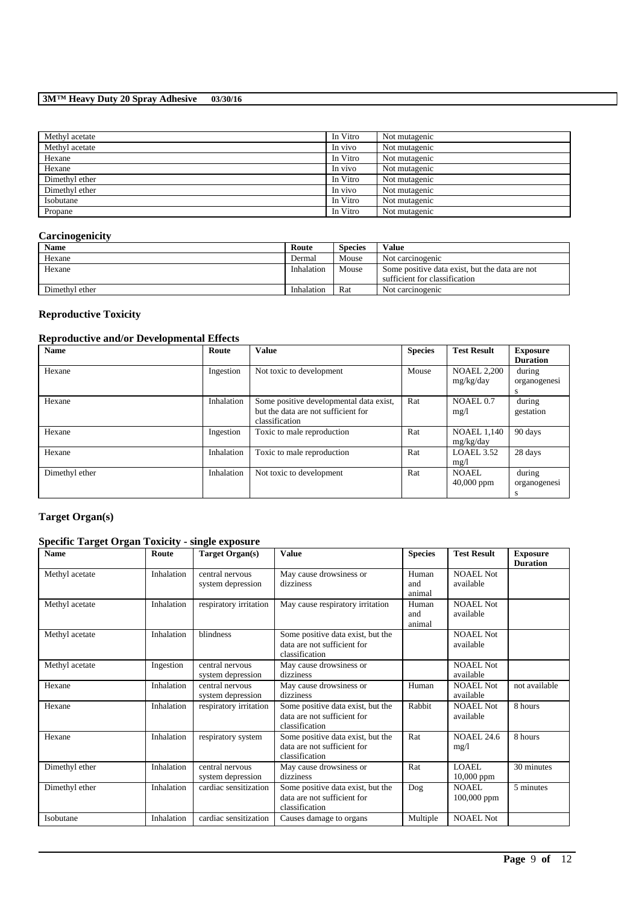| Methyl acetate | In Vitro | Not mutagenic |
| --- | --- | --- |
| Methyl acetate | In vivo | Not mutagenic |
| Hexane | In Vitro | Not mutagenic |
| Hexane | In vivo | Not mutagenic |
| Dimethyl ether | In Vitro | Not mutagenic |
| Dimethyl ether | In vivo | Not mutagenic |
| Isobutane | In Vitro | Not mutagenic |
| Propane | In Vitro | Not mutagenic |

## Carcinogenicity

| Name | Route | Species | Value |
| --- | --- | --- | --- |
| Hexane | Dermal | Mouse | Not carcinogenic |
| Hexane | Inhalation | Mouse | Some positive data exist, but the data are not sufficient for classification |
| Dimethyl ether | Inhalation | Rat | Not carcinogenic |

## Reproductive Toxicity

### Reproductive and/or Developmental Effects

| Name | Route | Value | Species | Test Result | Exposure Duration |
| --- | --- | --- | --- | --- | --- |
| Hexane | Ingestion | Not toxic to development | Mouse | NOAEL 2,200 mg/kg/day | during organogenesis |
| Hexane | Inhalation | Some positive developmental data exist, but the data are not sufficient for classification | Rat | NOAEL 0.7 mg/l | during gestation |
| Hexane | Ingestion | Toxic to male reproduction | Rat | NOAEL 1,140 mg/kg/day | 90 days |
| Hexane | Inhalation | Toxic to male reproduction | Rat | LOAEL 3.52 mg/l | 28 days |
| Dimethyl ether | Inhalation | Not toxic to development | Rat | NOAEL 40,000 ppm | during organogenesis |

## Target Organ(s)

### Specific Target Organ Toxicity - single exposure

| Name | Route | Target Organ(s) | Value | Species | Test Result | Exposure Duration |
| --- | --- | --- | --- | --- | --- | --- |
| Methyl acetate | Inhalation | central nervous system depression | May cause drowsiness or dizziness | Human and animal | NOAEL Not available | |
| Methyl acetate | Inhalation | respiratory irritation | May cause respiratory irritation | Human and animal | NOAEL Not available | |
| Methyl acetate | Inhalation | blindness | Some positive data exist, but the data are not sufficient for classification | | NOAEL Not available | |
| Methyl acetate | Ingestion | central nervous system depression | May cause drowsiness or dizziness | | NOAEL Not available | |
| Hexane | Inhalation | central nervous system depression | May cause drowsiness or dizziness | Human | NOAEL Not available | not available |
| Hexane | Inhalation | respiratory irritation | Some positive data exist, but the data are not sufficient for classification | Rabbit | NOAEL Not available | 8 hours |
| Hexane | Inhalation | respiratory system | Some positive data exist, but the data are not sufficient for classification | Rat | NOAEL 24.6 mg/l | 8 hours |
| Dimethyl ether | Inhalation | central nervous system depression | May cause drowsiness or dizziness | Rat | LOAEL 10,000 ppm | 30 minutes |
| Dimethyl ether | Inhalation | cardiac sensitization | Some positive data exist, but the data are not sufficient for classification | Dog | NOAEL 100,000 ppm | 5 minutes |
| Isobutane | Inhalation | cardiac sensitization | Causes damage to organs | Multiple | NOAEL Not | |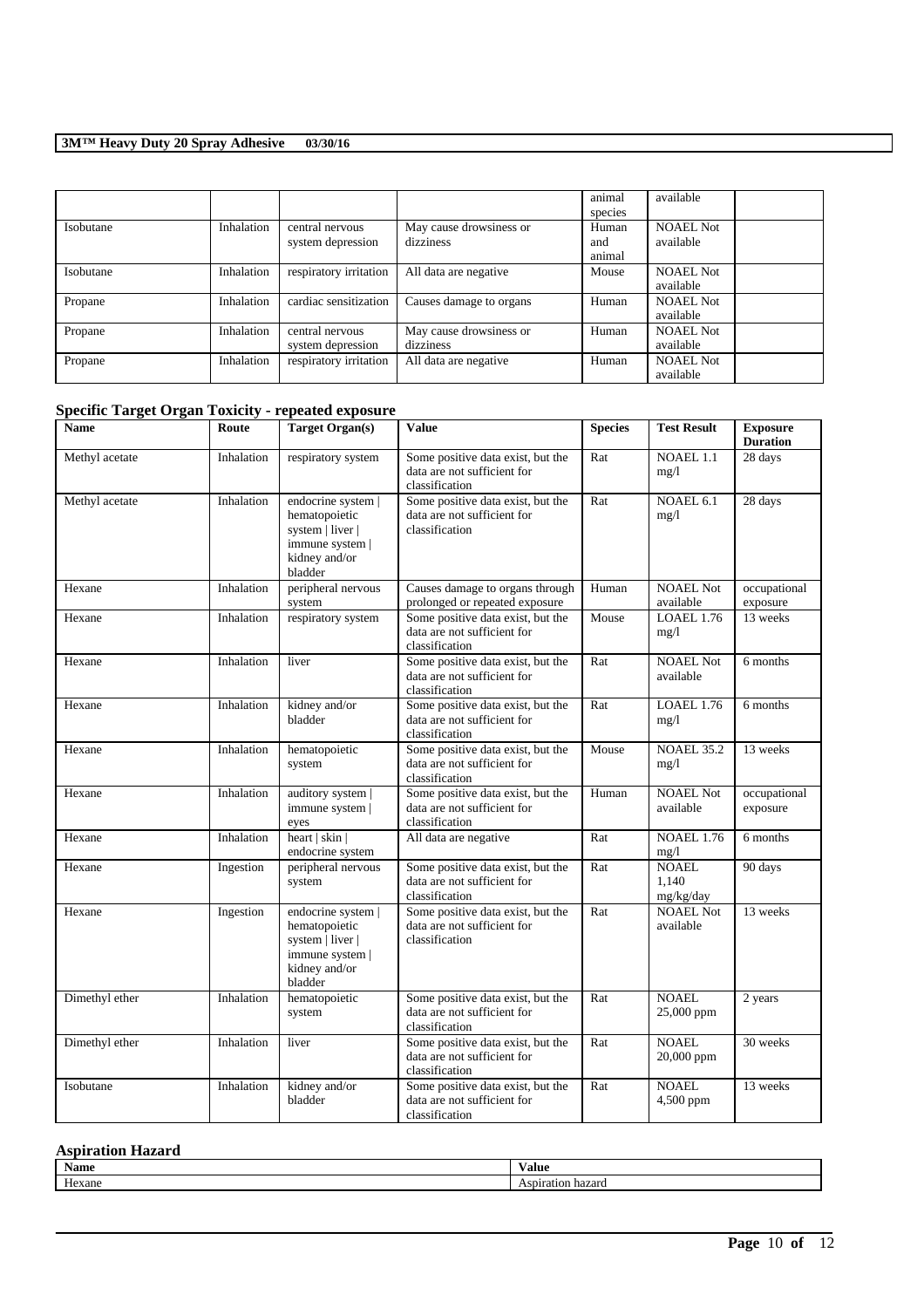| | | | | animal species | available | |
|---|---|---|---|---|---|---|
| Isobutane | Inhalation | central nervous system depression | May cause drowsiness or dizziness | Human and animal | NOAEL Not available | |
| Isobutane | Inhalation | respiratory irritation | All data are negative | Mouse | NOAEL Not available | |
| Propane | Inhalation | cardiac sensitization | Causes damage to organs | Human | NOAEL Not available | |
| Propane | Inhalation | central nervous system depression | May cause drowsiness or dizziness | Human | NOAEL Not available | |
| Propane | Inhalation | respiratory irritation | All data are negative | Human | NOAEL Not available | |

### Specific Target Organ Toxicity - repeated exposure

| Name | Route | Target Organ(s) | Value | Species | Test Result | Exposure Duration |
|---|---|---|---|---|---|---|
| Methyl acetate | Inhalation | respiratory system | Some positive data exist, but the data are not sufficient for classification | Rat | NOAEL 1.1 mg/l | 28 days |
| Methyl acetate | Inhalation | endocrine system \| hematopoietic system \| liver \| immune system \| kidney and/or bladder | Some positive data exist, but the data are not sufficient for classification | Rat | NOAEL 6.1 mg/l | 28 days |
| Hexane | Inhalation | peripheral nervous system | Causes damage to organs through prolonged or repeated exposure | Human | NOAEL Not available | occupational exposure |
| Hexane | Inhalation | respiratory system | Some positive data exist, but the data are not sufficient for classification | Mouse | LOAEL 1.76 mg/l | 13 weeks |
| Hexane | Inhalation | liver | Some positive data exist, but the data are not sufficient for classification | Rat | NOAEL Not available | 6 months |
| Hexane | Inhalation | kidney and/or bladder | Some positive data exist, but the data are not sufficient for classification | Rat | LOAEL 1.76 mg/l | 6 months |
| Hexane | Inhalation | hematopoietic system | Some positive data exist, but the data are not sufficient for classification | Mouse | NOAEL 35.2 mg/l | 13 weeks |
| Hexane | Inhalation | auditory system \| immune system \| eyes | Some positive data exist, but the data are not sufficient for classification | Human | NOAEL Not available | occupational exposure |
| Hexane | Inhalation | heart \| skin \| endocrine system | All data are negative | Rat | NOAEL 1.76 mg/l | 6 months |
| Hexane | Ingestion | peripheral nervous system | Some positive data exist, but the data are not sufficient for classification | Rat | NOAEL 1,140 mg/kg/day | 90 days |
| Hexane | Ingestion | endocrine system \| hematopoietic system \| liver \| immune system \| kidney and/or bladder | Some positive data exist, but the data are not sufficient for classification | Rat | NOAEL Not available | 13 weeks |
| Dimethyl ether | Inhalation | hematopoietic system | Some positive data exist, but the data are not sufficient for classification | Rat | NOAEL 25,000 ppm | 2 years |
| Dimethyl ether | Inhalation | liver | Some positive data exist, but the data are not sufficient for classification | Rat | NOAEL 20,000 ppm | 30 weeks |
| Isobutane | Inhalation | kidney and/or bladder | Some positive data exist, but the data are not sufficient for classification | Rat | NOAEL 4,500 ppm | 13 weeks |

### Aspiration Hazard

| Name | Value |
|---|---|
| Hexane | Aspiration hazard |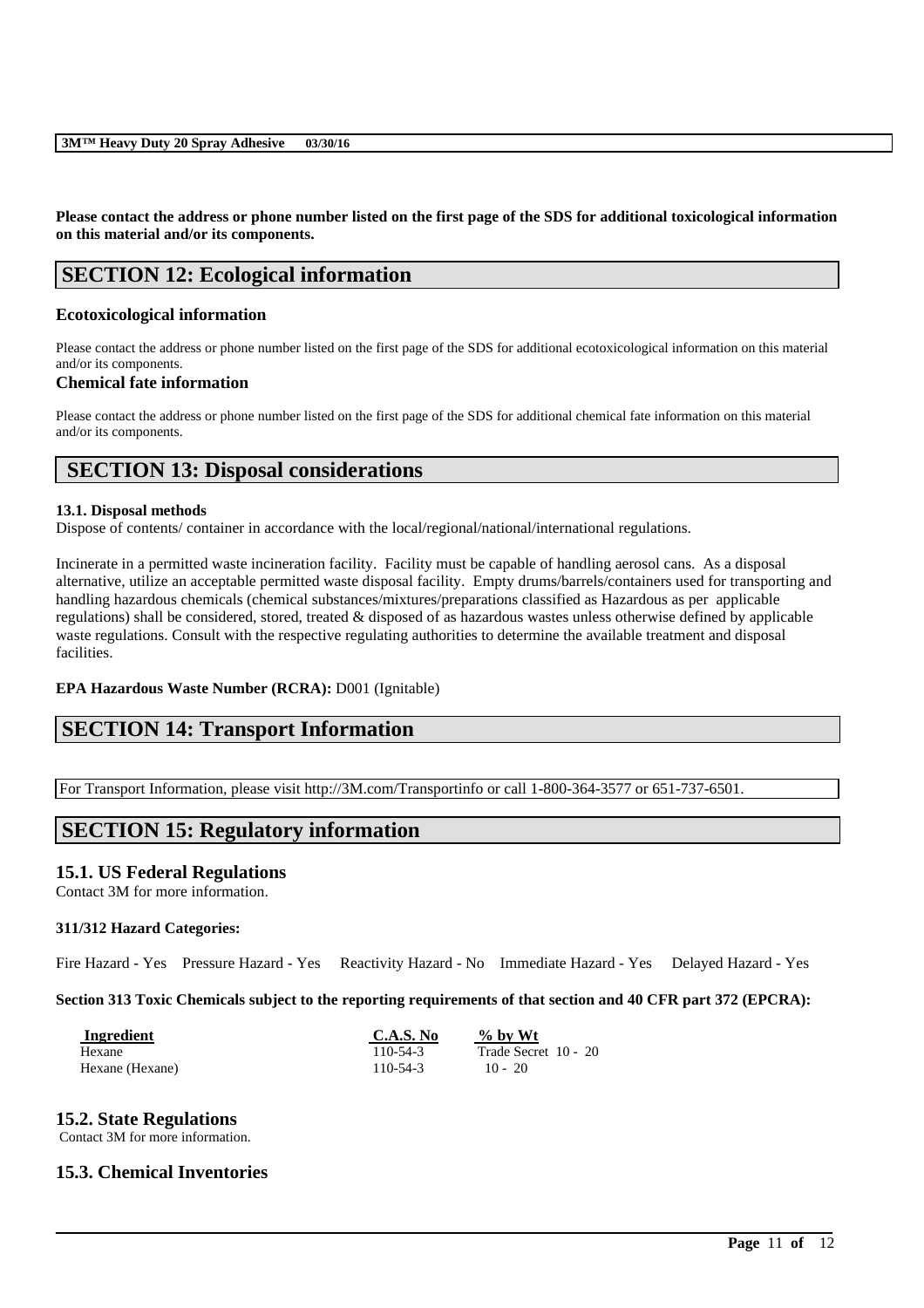Please contact the address or phone number listed on the first page of the SDS for additional toxicological information on this material and/or its components.

## SECTION 12: Ecological information

### Ecotoxicological information

Please contact the address or phone number listed on the first page of the SDS for additional ecotoxicological information on this material and/or its components.

### Chemical fate information

Please contact the address or phone number listed on the first page of the SDS for additional chemical fate information on this material and/or its components.

## SECTION 13: Disposal considerations

**13.1. Disposal methods**

Dispose of contents/ container in accordance with the local/regional/national/international regulations.

Incinerate in a permitted waste incineration facility. Facility must be capable of handling aerosol cans. As a disposal alternative, utilize an acceptable permitted waste disposal facility. Empty drums/barrels/containers used for transporting and handling hazardous chemicals (chemical substances/mixtures/preparations classified as Hazardous as per applicable regulations) shall be considered, stored, treated & disposed of as hazardous wastes unless otherwise defined by applicable waste regulations. Consult with the respective regulating authorities to determine the available treatment and disposal facilities.

**EPA Hazardous Waste Number (RCRA):** D001 (Ignitable)

## SECTION 14: Transport Information

For Transport Information, please visit http://3M.com/Transportinfo or call 1-800-364-3577 or 651-737-6501.

## SECTION 15: Regulatory information

### 15.1. US Federal Regulations

Contact 3M for more information.

**311/312 Hazard Categories:**

Fire Hazard - Yes Pressure Hazard - Yes Reactivity Hazard - No Immediate Hazard - Yes Delayed Hazard - Yes

**Section 313 Toxic Chemicals subject to the reporting requirements of that section and 40 CFR part 372 (EPCRA):**

| Ingredient | C.A.S. No | % by Wt |
|---|---|---|
| Hexane | 110-54-3 | Trade Secret 10 - 20 |
| Hexane (Hexane) | 110-54-3 | 10 - 20 |

### 15.2. State Regulations

Contact 3M for more information.

### 15.3. Chemical Inventories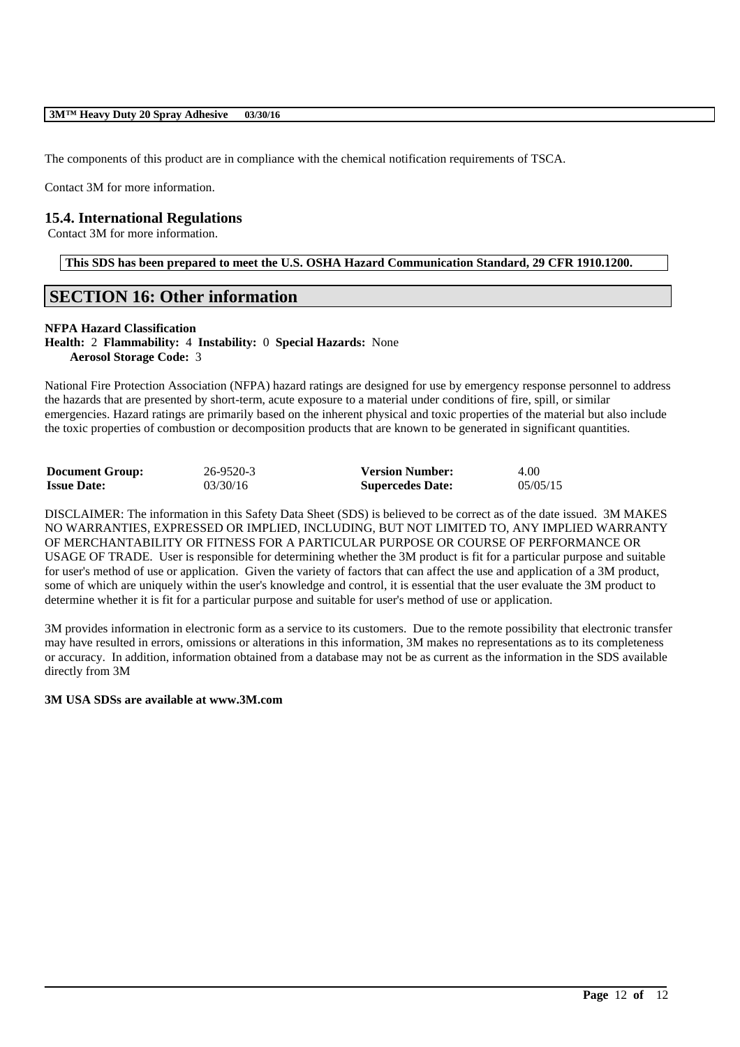The components of this product are in compliance with the chemical notification requirements of TSCA.

Contact 3M for more information.

### 15.4. International Regulations

Contact 3M for more information.

**This SDS has been prepared to meet the U.S. OSHA Hazard Communication Standard, 29 CFR 1910.1200.**

## SECTION 16: Other information

**NFPA Hazard Classification**
**Health:** 2 **Flammability:** 4 **Instability:** 0 **Special Hazards:** None
**Aerosol Storage Code:** 3

National Fire Protection Association (NFPA) hazard ratings are designed for use by emergency response personnel to address the hazards that are presented by short-term, acute exposure to a material under conditions of fire, spill, or similar emergencies. Hazard ratings are primarily based on the inherent physical and toxic properties of the material but also include the toxic properties of combustion or decomposition products that are known to be generated in significant quantities.

| | | | |
|---|---|---|---|
| **Document Group:** | 26-9520-3 | **Version Number:** | 4.00 |
| **Issue Date:** | 03/30/16 | **Supercedes Date:** | 05/05/15 |

DISCLAIMER: The information in this Safety Data Sheet (SDS) is believed to be correct as of the date issued. 3M MAKES NO WARRANTIES, EXPRESSED OR IMPLIED, INCLUDING, BUT NOT LIMITED TO, ANY IMPLIED WARRANTY OF MERCHANTABILITY OR FITNESS FOR A PARTICULAR PURPOSE OR COURSE OF PERFORMANCE OR USAGE OF TRADE. User is responsible for determining whether the 3M product is fit for a particular purpose and suitable for user's method of use or application. Given the variety of factors that can affect the use and application of a 3M product, some of which are uniquely within the user's knowledge and control, it is essential that the user evaluate the 3M product to determine whether it is fit for a particular purpose and suitable for user's method of use or application.

3M provides information in electronic form as a service to its customers. Due to the remote possibility that electronic transfer may have resulted in errors, omissions or alterations in this information, 3M makes no representations as to its completeness or accuracy. In addition, information obtained from a database may not be as current as the information in the SDS available directly from 3M

**3M USA SDSs are available at www.3M.com**